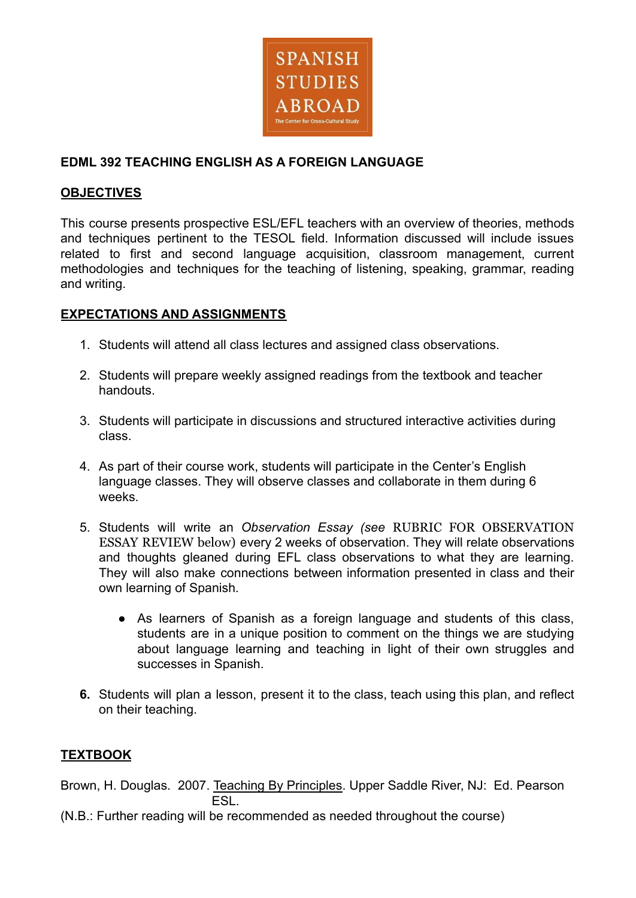SPANISH STUDIES ABROAD
The Center for Cross-Cultural Study

## EDML 392 TEACHING ENGLISH AS A FOREIGN LANGUAGE

### OBJECTIVES

This course presents prospective ESL/EFL teachers with an overview of theories, methods and techniques pertinent to the TESOL field. Information discussed will include issues related to first and second language acquisition, classroom management, current methodologies and techniques for the teaching of listening, speaking, grammar, reading and writing.

### EXPECTATIONS AND ASSIGNMENTS

1. Students will attend all class lectures and assigned class observations.
2. Students will prepare weekly assigned readings from the textbook and teacher handouts.
3. Students will participate in discussions and structured interactive activities during class.
4. As part of their course work, students will participate in the Center's English language classes. They will observe classes and collaborate in them during 6 weeks.
5. Students will write an *Observation Essay (see* RUBRIC FOR OBSERVATION ESSAY REVIEW below) every 2 weeks of observation. They will relate observations and thoughts gleaned during EFL class observations to what they are learning. They will also make connections between information presented in class and their own learning of Spanish.
    - As learners of Spanish as a foreign language and students of this class, students are in a unique position to comment on the things we are studying about language learning and teaching in light of their own struggles and successes in Spanish.
6. Students will plan a lesson, present it to the class, teach using this plan, and reflect on their teaching.

### TEXTBOOK

Brown, H. Douglas. 2007. Teaching By Principles. Upper Saddle River, NJ: Ed. Pearson ESL.

(N.B.: Further reading will be recommended as needed throughout the course)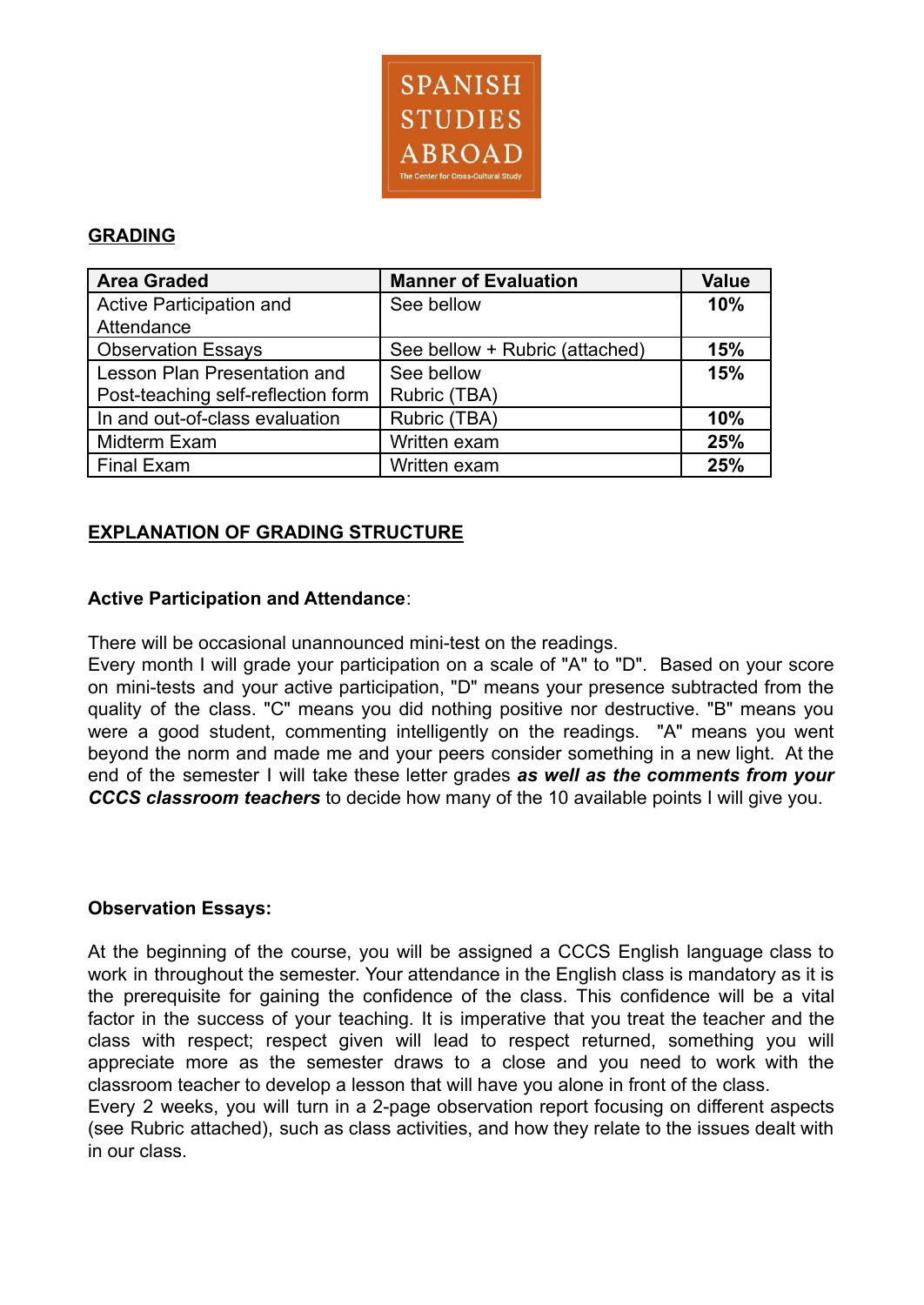## GRADING

| Area Graded | Manner of Evaluation | Value |
|---|---|---|
| Active Participation and Attendance | See bellow | **10%** |
| Observation Essays | See bellow + Rubric (attached) | **15%** |
| Lesson Plan Presentation and Post-teaching self-reflection form | See bellow Rubric (TBA) | **15%** |
| In and out-of-class evaluation | Rubric (TBA) | **10%** |
| Midterm Exam | Written exam | **25%** |
| Final Exam | Written exam | **25%** |

## EXPLANATION OF GRADING STRUCTURE

**Active Participation and Attendance**:

There will be occasional unannounced mini-test on the readings.
Every month I will grade your participation on a scale of "A" to "D". Based on your score on mini-tests and your active participation, "D" means your presence subtracted from the quality of the class. "C" means you did nothing positive nor destructive. "B" means you were a good student, commenting intelligently on the readings. "A" means you went beyond the norm and made me and your peers consider something in a new light. At the end of the semester I will take these letter grades ***as well as the comments from your CCCS classroom teachers*** to decide how many of the 10 available points I will give you.

**Observation Essays:**

At the beginning of the course, you will be assigned a CCCS English language class to work in throughout the semester. Your attendance in the English class is mandatory as it is the prerequisite for gaining the confidence of the class. This confidence will be a vital factor in the success of your teaching. It is imperative that you treat the teacher and the class with respect; respect given will lead to respect returned, something you will appreciate more as the semester draws to a close and you need to work with the classroom teacher to develop a lesson that will have you alone in front of the class.
Every 2 weeks, you will turn in a 2-page observation report focusing on different aspects (see Rubric attached), such as class activities, and how they relate to the issues dealt with in our class.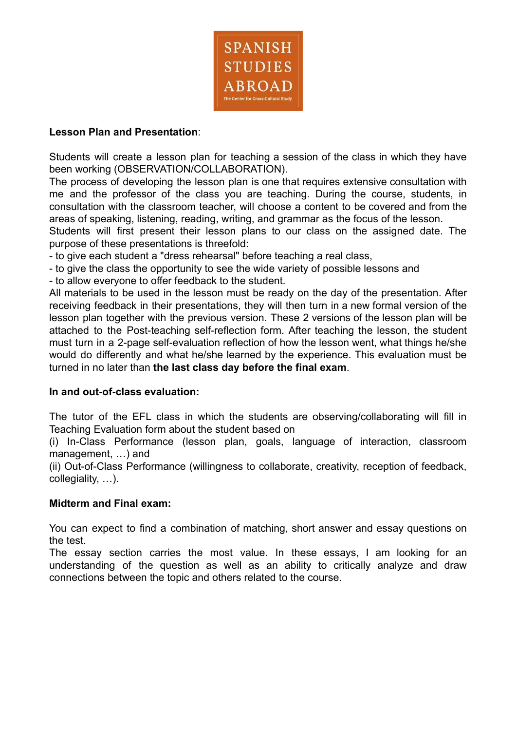**Lesson Plan and Presentation**:

Students will create a lesson plan for teaching a session of the class in which they have been working (OBSERVATION/COLLABORATION).
The process of developing the lesson plan is one that requires extensive consultation with me and the professor of the class you are teaching. During the course, students, in consultation with the classroom teacher, will choose a content to be covered and from the areas of speaking, listening, reading, writing, and grammar as the focus of the lesson.
Students will first present their lesson plans to our class on the assigned date. The purpose of these presentations is threefold:
- to give each student a "dress rehearsal" before teaching a real class,
- to give the class the opportunity to see the wide variety of possible lessons and
- to allow everyone to offer feedback to the student.

All materials to be used in the lesson must be ready on the day of the presentation. After receiving feedback in their presentations, they will then turn in a new formal version of the lesson plan together with the previous version. These 2 versions of the lesson plan will be attached to the Post-teaching self-reflection form. After teaching the lesson, the student must turn in a 2-page self-evaluation reflection of how the lesson went, what things he/she would do differently and what he/she learned by the experience. This evaluation must be turned in no later than **the last class day before the final exam**.

**In and out-of-class evaluation:**

The tutor of the EFL class in which the students are observing/collaborating will fill in Teaching Evaluation form about the student based on
(i) In-Class Performance (lesson plan, goals, language of interaction, classroom management, …) and
(ii) Out-of-Class Performance (willingness to collaborate, creativity, reception of feedback, collegiality, …).

**Midterm and Final exam:**

You can expect to find a combination of matching, short answer and essay questions on the test.
The essay section carries the most value. In these essays, I am looking for an understanding of the question as well as an ability to critically analyze and draw connections between the topic and others related to the course.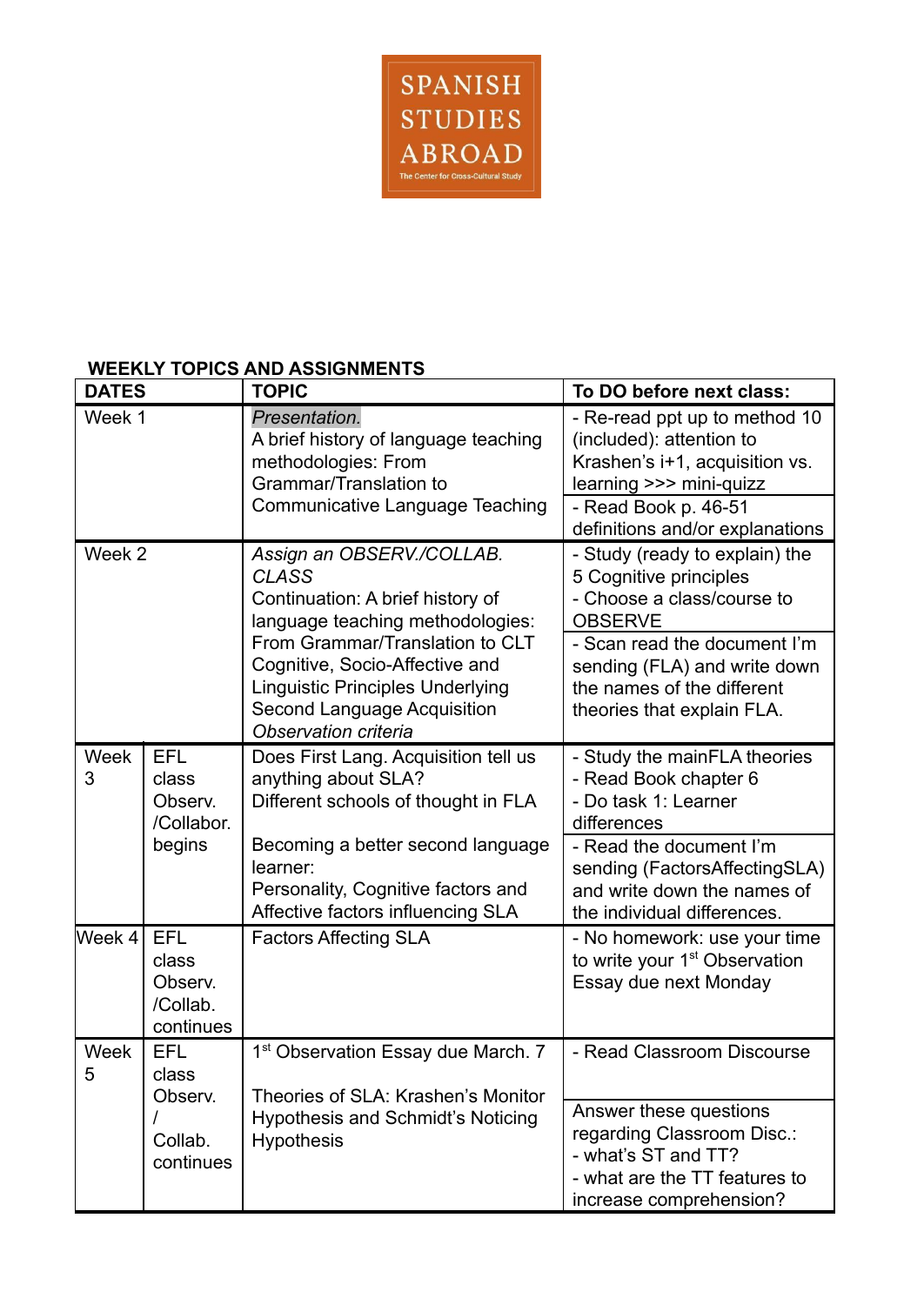**WEEKLY TOPICS AND ASSIGNMENTS**

| DATES | | TOPIC | To DO before next class: |
|---|---|---|---|
| Week 1 | | *Presentation.* A brief history of language teaching methodologies: From Grammar/Translation to Communicative Language Teaching | - Re-read ppt up to method 10 (included): attention to Krashen's i+1, acquisition vs. learning >>> mini-quizz<br>- Read Book p. 46-51 definitions and/or explanations |
| Week 2 | | *Assign an OBSERV./COLLAB. CLASS* Continuation: A brief history of language teaching methodologies: From Grammar/Translation to CLT Cognitive, Socio-Affective and Linguistic Principles Underlying Second Language Acquisition *Observation criteria* | - Study (ready to explain) the 5 Cognitive principles<br>- Choose a class/course to OBSERVE<br>- Scan read the document I'm sending (FLA) and write down the names of the different theories that explain FLA. |
| Week 3 | EFL class Observ. /Collabor. begins | Does First Lang. Acquisition tell us anything about SLA? Different schools of thought in FLA<br><br>Becoming a better second language learner: Personality, Cognitive factors and Affective factors influencing SLA | - Study the mainFLA theories<br>- Read Book chapter 6<br>- Do task 1: Learner differences<br>- Read the document I'm sending (FactorsAffectingSLA) and write down the names of the individual differences. |
| Week 4 | EFL class Observ. /Collab. continues | Factors Affecting SLA | - No homework: use your time to write your 1st Observation Essay due next Monday |
| Week 5 | EFL class Observ. / Collab. continues | 1st Observation Essay due March. 7<br><br>Theories of SLA: Krashen's Monitor Hypothesis and Schmidt's Noticing Hypothesis | - Read Classroom Discourse<br><br>Answer these questions regarding Classroom Disc.:<br>- what's ST and TT?<br>- what are the TT features to increase comprehension? |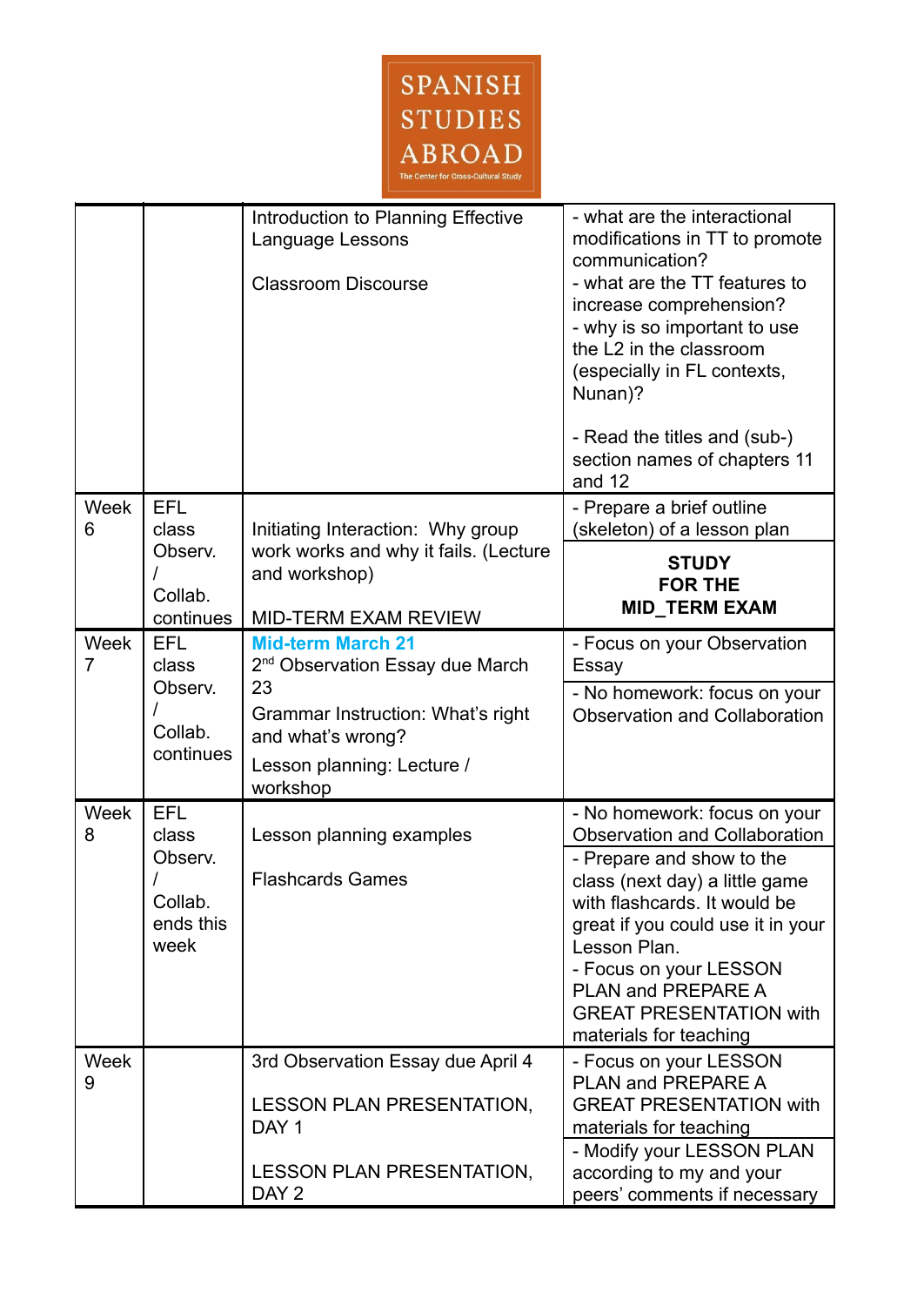**SPANISH STUDIES ABROAD**
The Center for Cross-Cultural Study

| | | | |
|---|---|---|---|
| | | Introduction to Planning Effective Language Lessons<br><br>Classroom Discourse | - what are the interactional modifications in TT to promote communication?<br>- what are the TT features to increase comprehension?<br>- why is so important to use the L2 in the classroom (especially in FL contexts, Nunan)?<br><br>- Read the titles and (sub-) section names of chapters 11 and 12 |
| Week 6 | EFL class Observ. / Collab. continues | Initiating Interaction: Why group work works and why it fails. (Lecture and workshop)<br><br>MID-TERM EXAM REVIEW | - Prepare a brief outline (skeleton) of a lesson plan<br><br>**STUDY FOR THE MID_TERM EXAM** |
| Week 7 | EFL class Observ. / Collab. continues | **Mid-term March 21**<br>2nd Observation Essay due March 23<br>Grammar Instruction: What's right and what's wrong?<br>Lesson planning: Lecture / workshop | - Focus on your Observation Essay<br>- No homework: focus on your Observation and Collaboration |
| Week 8 | EFL class Observ. / Collab. ends this week | Lesson planning examples<br><br>Flashcards Games | - No homework: focus on your Observation and Collaboration<br>- Prepare and show to the class (next day) a little game with flashcards. It would be great if you could use it in your Lesson Plan.<br>- Focus on your LESSON PLAN and PREPARE A GREAT PRESENTATION with materials for teaching |
| Week 9 | | 3rd Observation Essay due April 4<br><br>LESSON PLAN PRESENTATION, DAY 1<br><br>LESSON PLAN PRESENTATION, DAY 2 | - Focus on your LESSON PLAN and PREPARE A GREAT PRESENTATION with materials for teaching<br>- Modify your LESSON PLAN according to my and your peers' comments if necessary |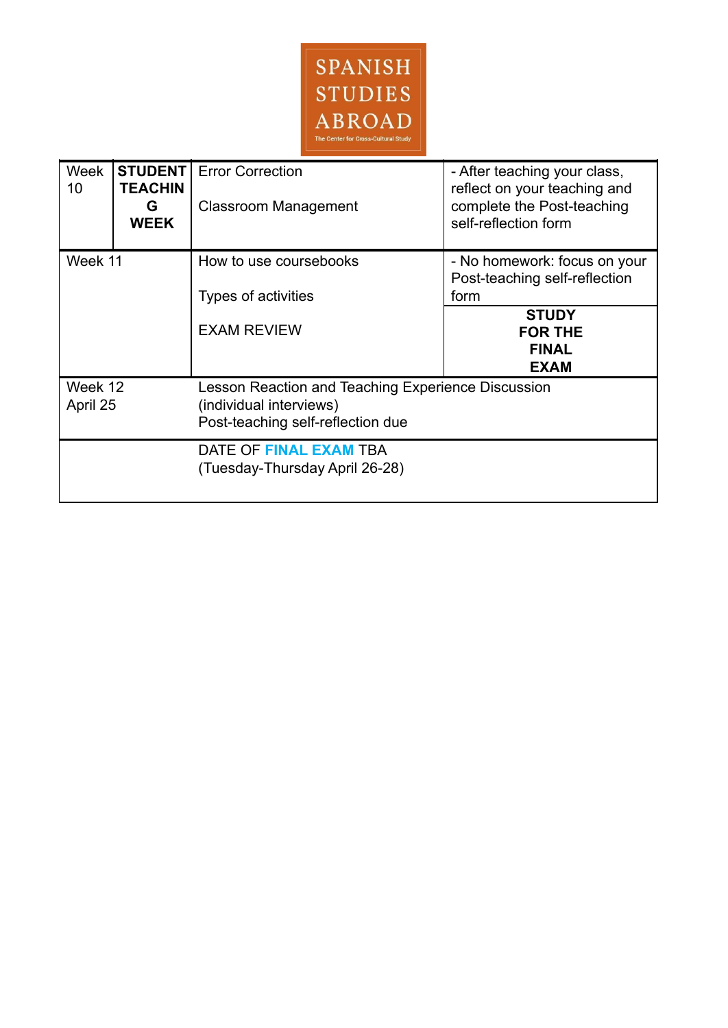SPANISH STUDIES ABROAD
The Center for Cross-Cultural Study

| Week | | Topics | Homework |
|---|---|---|---|
| Week 10 | **STUDENT TEACHING WEEK** | Error Correction<br><br>Classroom Management | - After teaching your class, reflect on your teaching and complete the Post-teaching self-reflection form |
| Week 11 | | How to use coursebooks<br><br>Types of activities<br><br>EXAM REVIEW | - No homework: focus on your Post-teaching self-reflection form<br><br>**STUDY FOR THE FINAL EXAM** |
| Week 12<br>April 25 | | Lesson Reaction and Teaching Experience Discussion (individual interviews)<br>Post-teaching self-reflection due | |
| | | DATE OF **FINAL EXAM** TBA<br>(Tuesday-Thursday April 26-28) | |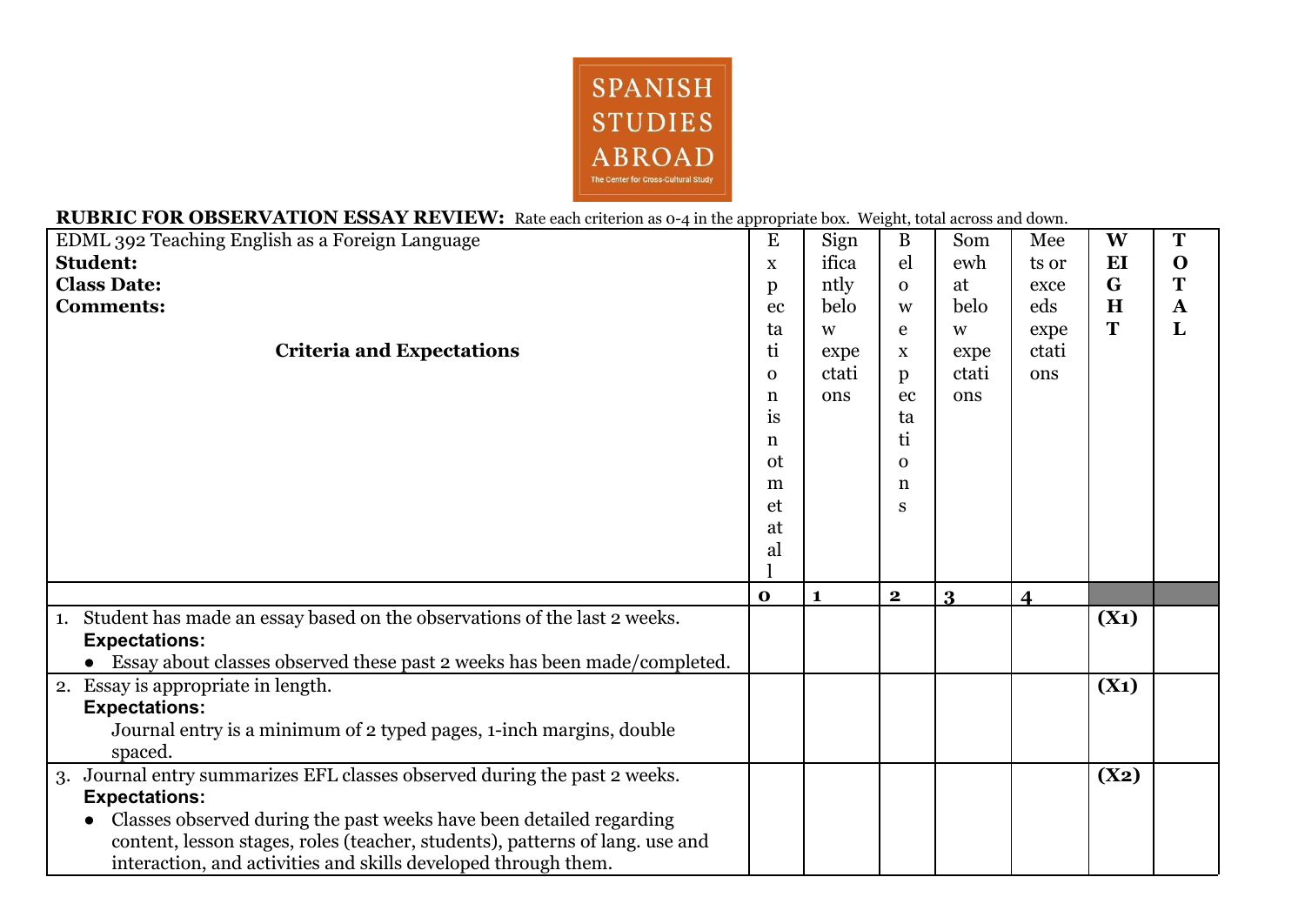SPANISH STUDIES ABROAD

The Center for Cross-Cultural Study

**RUBRIC FOR OBSERVATION ESSAY REVIEW:** Rate each criterion as 0-4 in the appropriate box. Weight, total across and down.

| EDML 392 Teaching English as a Foreign Language<br>**Student:**<br>**Class Date:**<br>**Comments:**<br><br>**Criteria and Expectations** | Expectation is not met at all | Significantly below expectations | Below expectations | Somewhat below expectations | Meets or exceeds expectations | **WEIGHT** | **TOTAL** |
|---|---|---|---|---|---|---|---|
| | **0** | **1** | **2** | **3** | **4** | | |
| 1. Student has made an essay based on the observations of the last 2 weeks.<br>**Expectations:**<br>• Essay about classes observed these past 2 weeks has been made/completed. | | | | | | **(X1)** | |
| 2. Essay is appropriate in length.<br>**Expectations:**<br>Journal entry is a minimum of 2 typed pages, 1-inch margins, double spaced. | | | | | | **(X1)** | |
| 3. Journal entry summarizes EFL classes observed during the past 2 weeks.<br>**Expectations:**<br>• Classes observed during the past weeks have been detailed regarding content, lesson stages, roles (teacher, students), patterns of lang. use and interaction, and activities and skills developed through them. | | | | | | **(X2)** | |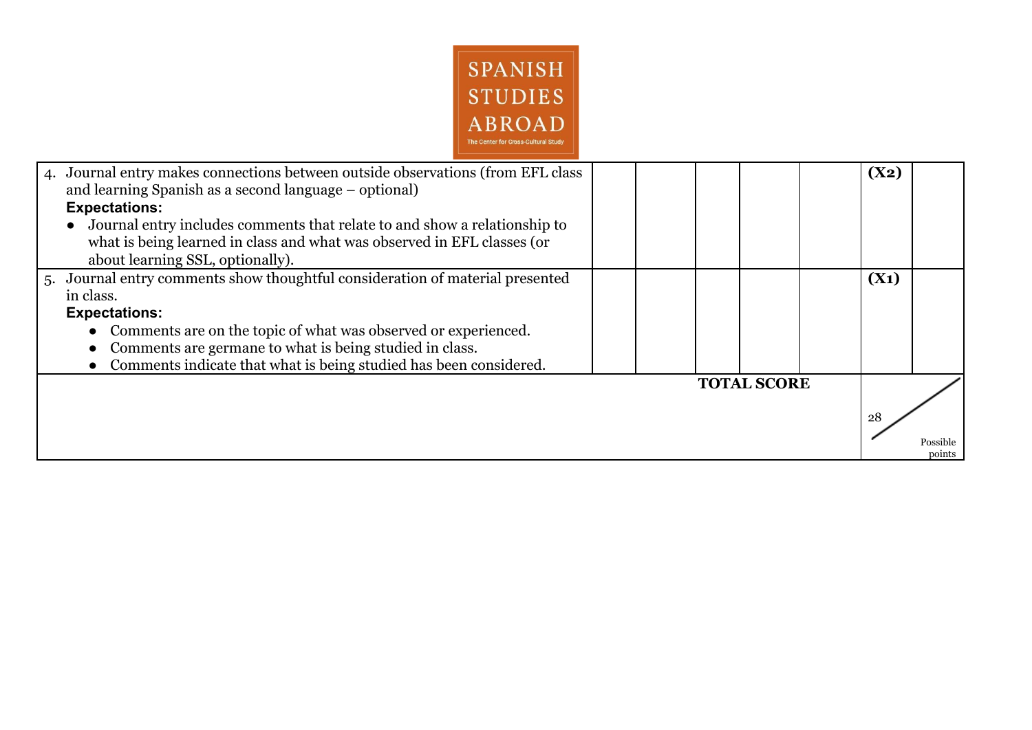SPANISH STUDIES ABROAD

The Center for Cross-Cultural Study

| | | | | | | | |
|---|---|---|---|---|---|---|---|
| 4. Journal entry makes connections between outside observations (from EFL class and learning Spanish as a second language – optional)<br>**Expectations:**<br>• Journal entry includes comments that relate to and show a relationship to what is being learned in class and what was observed in EFL classes (or about learning SSL, optionally). | | | | | | **(X2)** | |
| 5. Journal entry comments show thoughtful consideration of material presented in class.<br>**Expectations:**<br>• Comments are on the topic of what was observed or experienced.<br>• Comments are germane to what is being studied in class.<br>• Comments indicate that what is being studied has been considered. | | | | | | **(X1)** | |
| **TOTAL SCORE** | | | | | | 28 / Possible points | |